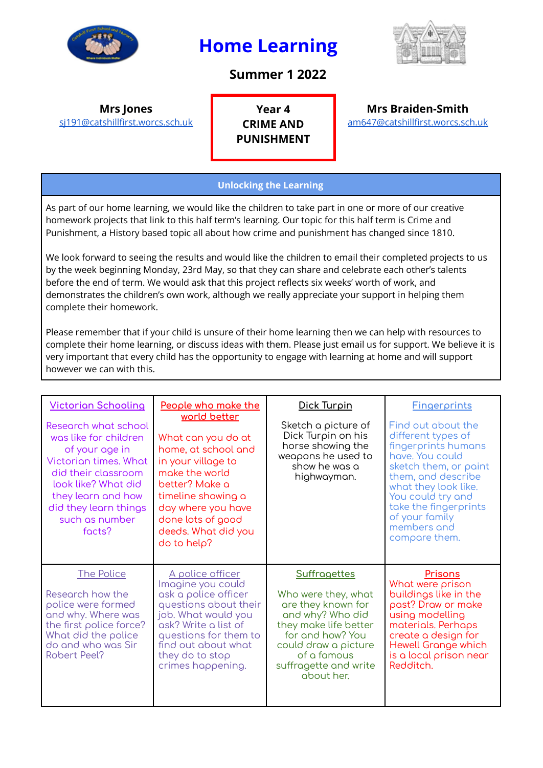# Home Learning

## Summer 1 2022

**Mrs Jones**
sj191@catshillfirst.worcs.sch.uk

**Year 4**
**CRIME AND PUNISHMENT**

**Mrs Braiden-Smith**
am647@catshillfirst.worcs.sch.uk

| Unlocking the Learning |
|---|
| As part of our home learning, we would like the children to take part in one or more of our creative homework projects that link to this half term's learning. Our topic for this half term is Crime and Punishment, a History based topic all about how crime and punishment has changed since 1810.<br><br>We look forward to seeing the results and would like the children to email their completed projects to us by the week beginning Monday, 23rd May, so that they can share and celebrate each other's talents before the end of term. We would ask that this project reflects six weeks' worth of work, and demonstrates the children's own work, although we really appreciate your support in helping them complete their homework.<br><br>Please remember that if your child is unsure of their home learning then we can help with resources to complete their home learning, or discuss ideas with them. Please just email us for support. We believe it is very important that every child has the opportunity to engage with learning at home and will support however we can with this. |

| | | | |
|---|---|---|---|
| **Victorian Schooling**<br><br>Research what school was like for children of your age in Victorian times. What did their classroom look like? What did they learn and how did they learn things such as number facts? | **People who make the world better**<br><br>What can you do at home, at school and in your village to make the world better? Make a timeline showing a day where you have done lots of good deeds. What did you do to help? | **Dick Turpin**<br><br>Sketch a picture of Dick Turpin on his horse showing the weapons he used to show he was a highwayman. | **Fingerprints**<br><br>Find out about the different types of fingerprints humans have. You could sketch them, or paint them, and describe what they look like. You could try and take the fingerprints of your family members and compare them. |
| **The Police**<br><br>Research how the police were formed and why. Where was the first police force? What did the police do and who was Sir Robert Peel? | **A police officer**<br>Imagine you could ask a police officer questions about their job. What would you ask? Write a list of questions for them to find out about what they do to stop crimes happening. | **Suffragettes**<br><br>Who were they, what are they known for and why? Who did they make life better for and how? You could draw a picture of a famous suffragette and write about her. | **Prisons**<br>What were prison buildings like in the past? Draw or make using modelling materials. Perhaps create a design for Hewell Grange which is a local prison near Redditch. |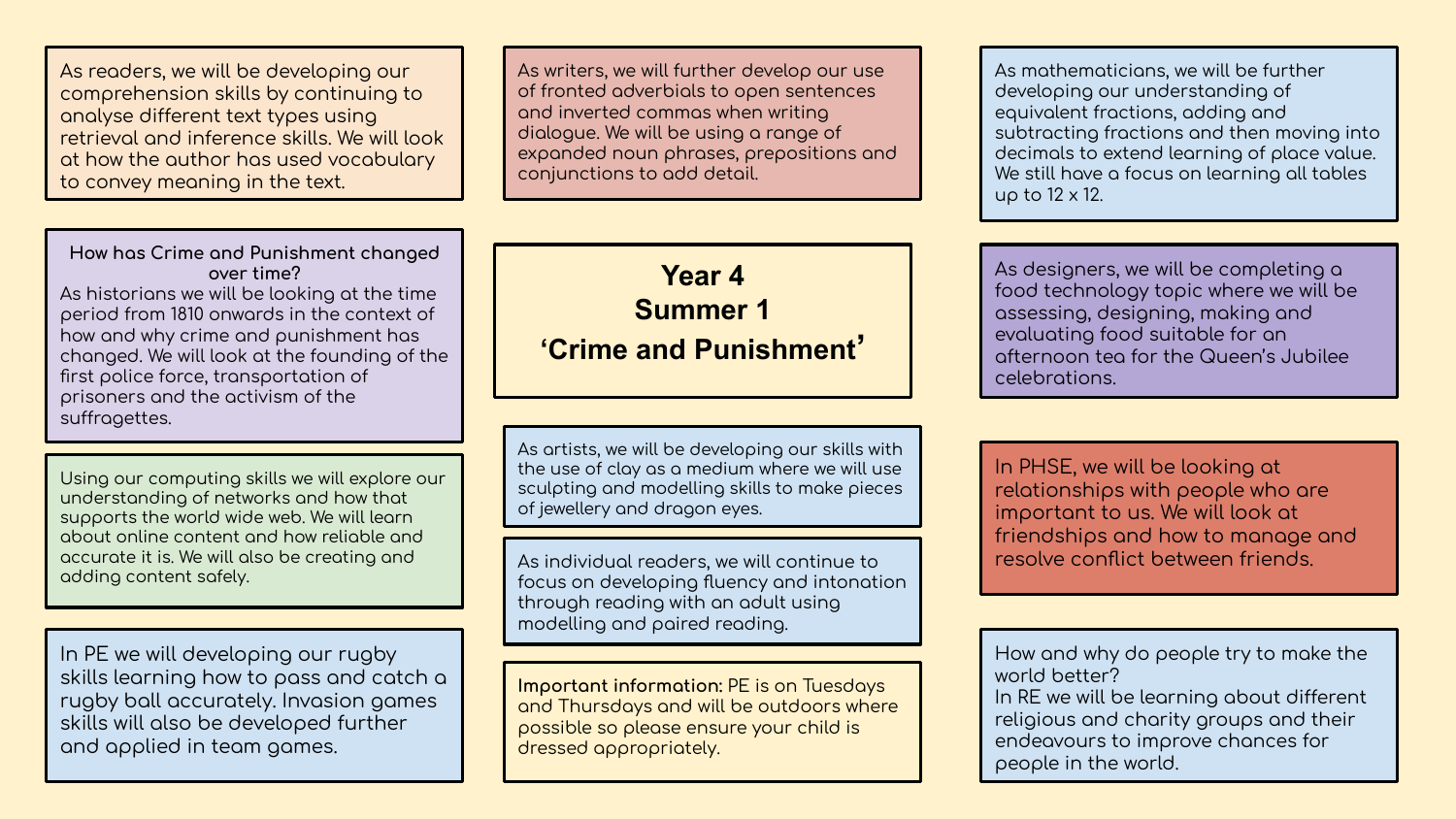# Year 4
# Summer 1
# 'Crime and Punishment'

As readers, we will be developing our comprehension skills by continuing to analyse different text types using retrieval and inference skills. We will look at how the author has used vocabulary to convey meaning in the text.

As writers, we will further develop our use of fronted adverbials to open sentences and inverted commas when writing dialogue. We will be using a range of expanded noun phrases, prepositions and conjunctions to add detail.

As mathematicians, we will be further developing our understanding of equivalent fractions, adding and subtracting fractions and then moving into decimals to extend learning of place value. We still have a focus on learning all tables up to 12 x 12.

**How has Crime and Punishment changed over time?**
As historians we will be looking at the time period from 1810 onwards in the context of how and why crime and punishment has changed. We will look at the founding of the first police force, transportation of prisoners and the activism of the suffragettes.

As designers, we will be completing a food technology topic where we will be assessing, designing, making and evaluating food suitable for an afternoon tea for the Queen's Jubilee celebrations.

Using our computing skills we will explore our understanding of networks and how that supports the world wide web. We will learn about online content and how reliable and accurate it is. We will also be creating and adding content safely.

As artists, we will be developing our skills with the use of clay as a medium where we will use sculpting and modelling skills to make pieces of jewellery and dragon eyes.

In PHSE, we will be looking at relationships with people who are important to us. We will look at friendships and how to manage and resolve conflict between friends.

As individual readers, we will continue to focus on developing fluency and intonation through reading with an adult using modelling and paired reading.

In PE we will developing our rugby skills learning how to pass and catch a rugby ball accurately. Invasion games skills will also be developed further and applied in team games.

**Important information:** PE is on Tuesdays and Thursdays and will be outdoors where possible so please ensure your child is dressed appropriately.

How and why do people try to make the world better?
In RE we will be learning about different religious and charity groups and their endeavours to improve chances for people in the world.